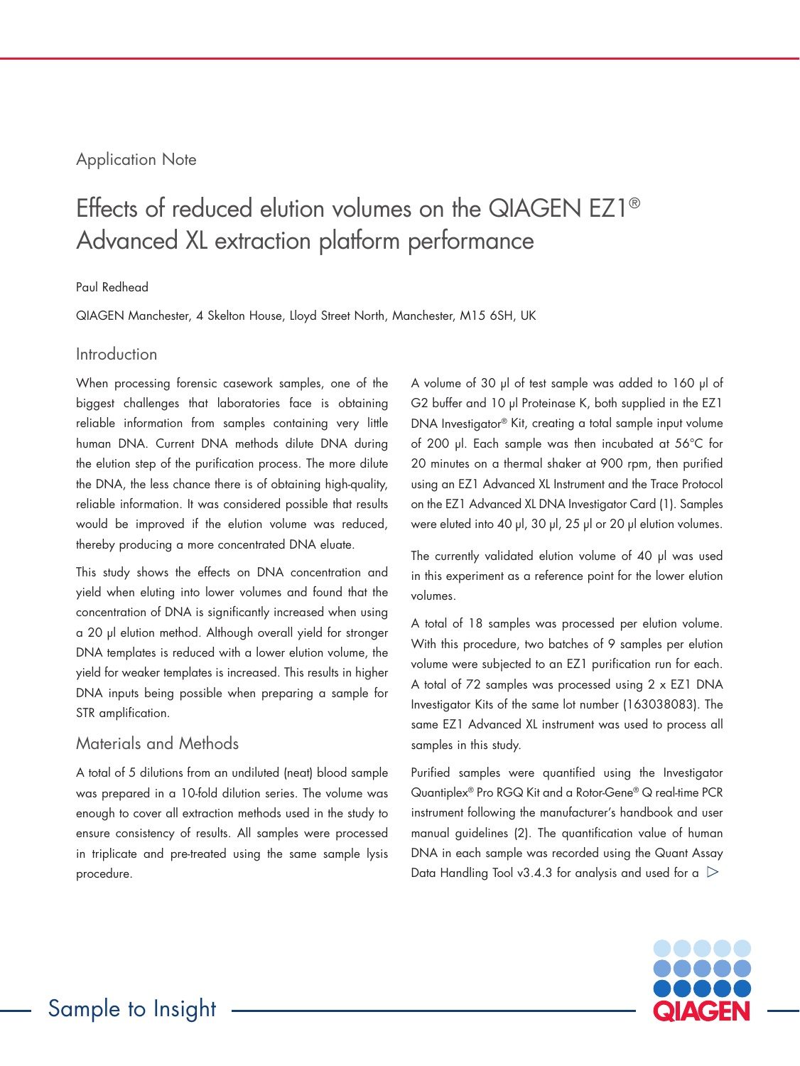Application Note

# Effects of reduced elution volumes on the QIAGEN EZ1® Advanced XL extraction platform performance

Paul Redhead

QIAGEN Manchester, 4 Skelton House, Lloyd Street North, Manchester, M15 6SH, UK

## Introduction

When processing forensic casework samples, one of the biggest challenges that laboratories face is obtaining reliable information from samples containing very little human DNA. Current DNA methods dilute DNA during the elution step of the purification process. The more dilute the DNA, the less chance there is of obtaining high-quality, reliable information. It was considered possible that results would be improved if the elution volume was reduced, thereby producing a more concentrated DNA eluate.

This study shows the effects on DNA concentration and yield when eluting into lower volumes and found that the concentration of DNA is significantly increased when using a 20 µl elution method. Although overall yield for stronger DNA templates is reduced with a lower elution volume, the yield for weaker templates is increased. This results in higher DNA inputs being possible when preparing a sample for STR amplification.

## Materials and Methods

A total of 5 dilutions from an undiluted (neat) blood sample was prepared in a 10-fold dilution series. The volume was enough to cover all extraction methods used in the study to ensure consistency of results. All samples were processed in triplicate and pre-treated using the same sample lysis procedure.

A volume of 30 µl of test sample was added to 160 µl of G2 buffer and 10 µl Proteinase K, both supplied in the EZ1 DNA Investigator® Kit, creating a total sample input volume of 200 µl. Each sample was then incubated at 56°C for 20 minutes on a thermal shaker at 900 rpm, then purified using an EZ1 Advanced XL Instrument and the Trace Protocol on the EZ1 Advanced XL DNA Investigator Card (1). Samples were eluted into 40 µl, 30 µl, 25 µl or 20 µl elution volumes.

The currently validated elution volume of 40 µl was used in this experiment as a reference point for the lower elution volumes.

A total of 18 samples was processed per elution volume. With this procedure, two batches of 9 samples per elution volume were subjected to an EZ1 purification run for each. A total of 72 samples was processed using 2 x EZ1 DNA Investigator Kits of the same lot number (163038083). The same EZ1 Advanced XL instrument was used to process all samples in this study.

Purified samples were quantified using the Investigator Quantiplex® Pro RGQ Kit and a Rotor-Gene® Q real-time PCR instrument following the manufacturer's handbook and user manual guidelines (2). The quantification value of human DNA in each sample was recorded using the Quant Assay Data Handling Tool v3.4.3 for analysis and used for a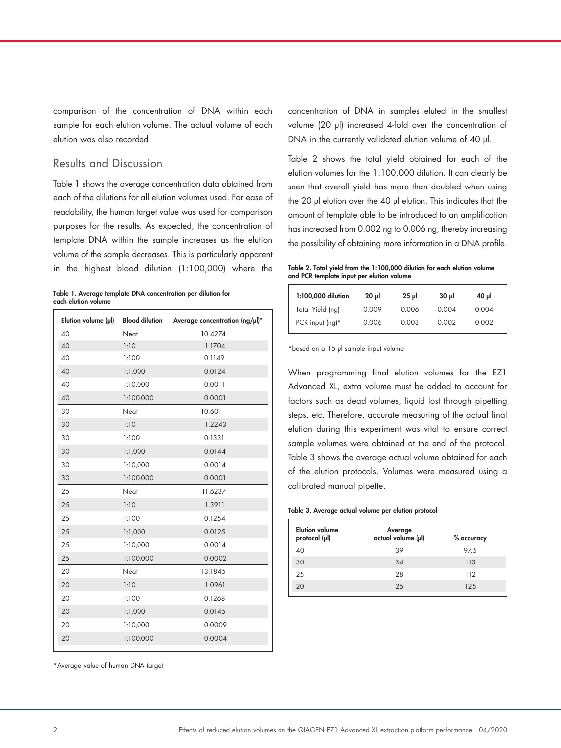comparison of the concentration of DNA within each sample for each elution volume. The actual volume of each elution was also recorded.

## Results and Discussion

Table 1 shows the average concentration data obtained from each of the dilutions for all elution volumes used. For ease of readability, the human target value was used for comparison purposes for the results. As expected, the concentration of template DNA within the sample increases as the elution volume of the sample decreases. This is particularly apparent in the highest blood dilution (1:100,000) where the concentration of DNA in samples eluted in the smallest volume (20 µl) increased 4-fold over the concentration of DNA in the currently validated elution volume of 40 µl.

**Table 1. Average template DNA concentration per dilution for each elution volume**

| Elution volume (µl) | Blood dilution | Average concentration (ng/µl)* |
|---|---|---|
| 40 | Neat | 10.4274 |
| 40 | 1:10 | 1.1704 |
| 40 | 1:100 | 0.1149 |
| 40 | 1:1,000 | 0.0124 |
| 40 | 1:10,000 | 0.0011 |
| 40 | 1:100,000 | 0.0001 |
| 30 | Neat | 10.601 |
| 30 | 1:10 | 1.2243 |
| 30 | 1:100 | 0.1331 |
| 30 | 1:1,000 | 0.0144 |
| 30 | 1:10,000 | 0.0014 |
| 30 | 1:100,000 | 0.0001 |
| 25 | Neat | 11.6237 |
| 25 | 1:10 | 1.3911 |
| 25 | 1:100 | 0.1254 |
| 25 | 1:1,000 | 0.0125 |
| 25 | 1:10,000 | 0.0014 |
| 25 | 1:100,000 | 0.0002 |
| 20 | Neat | 13.1845 |
| 20 | 1:10 | 1.0961 |
| 20 | 1:100 | 0.1268 |
| 20 | 1:1,000 | 0.0145 |
| 20 | 1:10,000 | 0.0009 |
| 20 | 1:100,000 | 0.0004 |

*Average value of human DNA target

Table 2 shows the total yield obtained for each of the elution volumes for the 1:100,000 dilution. It can clearly be seen that overall yield has more than doubled when using the 20 µl elution over the 40 µl elution. This indicates that the amount of template able to be introduced to an amplification has increased from 0.002 ng to 0.006 ng, thereby increasing the possibility of obtaining more information in a DNA profile.

**Table 2. Total yield from the 1:100,000 dilution for each elution volume and PCR template input per elution volume**

| 1:100,000 dilution | 20 µl | 25 µl | 30 µl | 40 µl |
|---|---|---|---|---|
| Total Yield (ng) | 0.009 | 0.006 | 0.004 | 0.004 |
| PCR input (ng)* | 0.006 | 0.003 | 0.002 | 0.002 |

*based on a 15 µl sample input volume

When programming final elution volumes for the EZ1 Advanced XL, extra volume must be added to account for factors such as dead volumes, liquid lost through pipetting steps, etc. Therefore, accurate measuring of the actual final elution during this experiment was vital to ensure correct sample volumes were obtained at the end of the protocol. Table 3 shows the average actual volume obtained for each of the elution protocols. Volumes were measured using a calibrated manual pipette.

**Table 3. Average actual volume per elution protocol**

| Elution volume protocol (µl) | Average actual volume (µl) | % accuracy |
|---|---|---|
| 40 | 39 | 97.5 |
| 30 | 34 | 113 |
| 25 | 28 | 112 |
| 20 | 25 | 125 |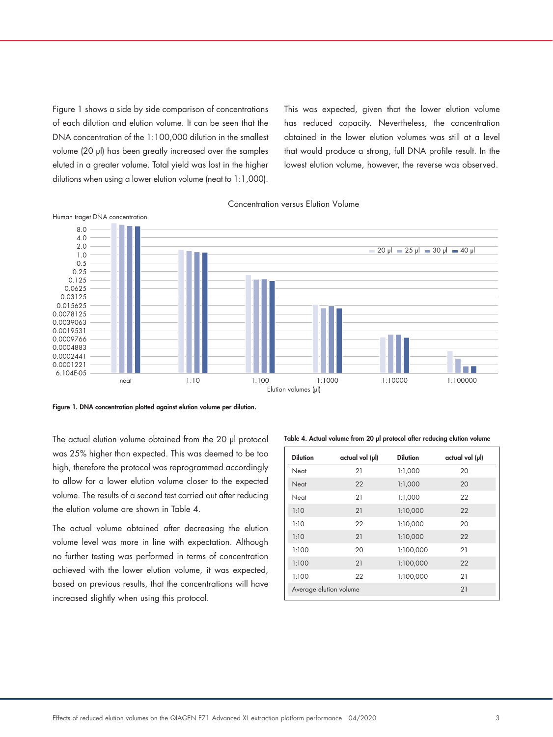Figure 1 shows a side by side comparison of concentrations of each dilution and elution volume. It can be seen that the DNA concentration of the 1:100,000 dilution in the smallest volume (20 µl) has been greatly increased over the samples eluted in a greater volume. Total yield was lost in the higher dilutions when using a lower elution volume (neat to 1:1,000). This was expected, given that the lower elution volume has reduced capacity. Nevertheless, the concentration obtained in the lower elution volumes was still at a level that would produce a strong, full DNA profile result. In the lowest elution volume, however, the reverse was observed.

**Figure 1. DNA concentration plotted against elution volume per dilution.**

The actual elution volume obtained from the 20 µl protocol was 25% higher than expected. This was deemed to be too high, therefore the protocol was reprogrammed accordingly to allow for a lower elution volume closer to the expected volume. The results of a second test carried out after reducing the elution volume are shown in Table 4.

The actual volume obtained after decreasing the elution volume level was more in line with expectation. Although no further testing was performed in terms of concentration achieved with the lower elution volume, it was expected, based on previous results, that the concentrations will have increased slightly when using this protocol.

**Table 4. Actual volume from 20 µl protocol after reducing elution volume**

| Dilution | actual vol (µl) | Dilution | actual vol (µl) |
|---|---|---|---|
| Neat | 21 | 1:1,000 | 20 |
| Neat | 22 | 1:1,000 | 20 |
| Neat | 21 | 1:1,000 | 22 |
| 1:10 | 21 | 1:10,000 | 22 |
| 1:10 | 22 | 1:10,000 | 20 |
| 1:10 | 21 | 1:10,000 | 22 |
| 1:100 | 20 | 1:100,000 | 21 |
| 1:100 | 21 | 1:100,000 | 22 |
| 1:100 | 22 | 1:100,000 | 21 |
| Average elution volume | | | 21 |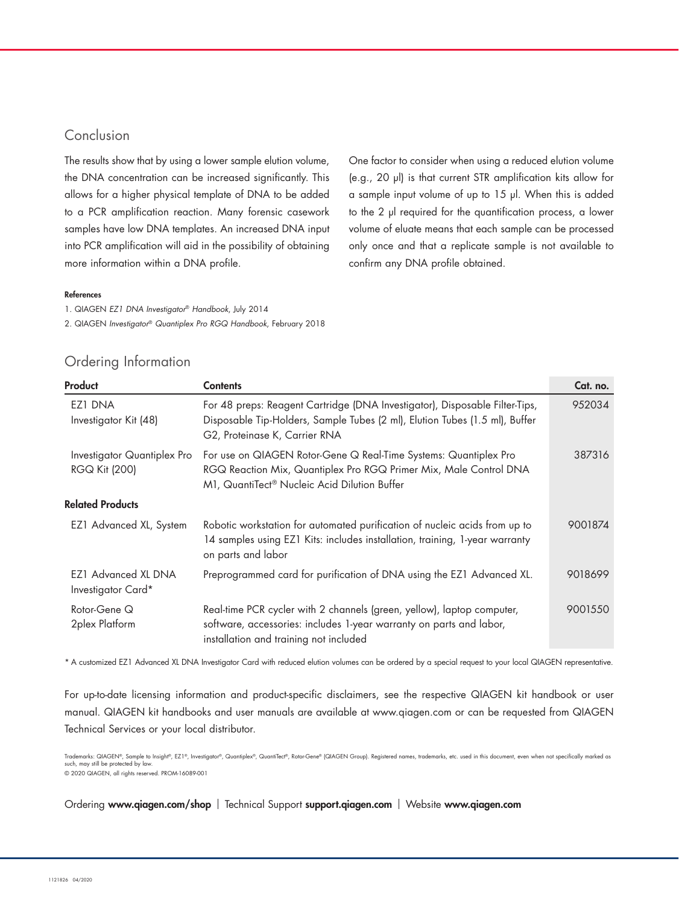## Conclusion

The results show that by using a lower sample elution volume, the DNA concentration can be increased significantly. This allows for a higher physical template of DNA to be added to a PCR amplification reaction. Many forensic casework samples have low DNA templates. An increased DNA input into PCR amplification will aid in the possibility of obtaining more information within a DNA profile.

One factor to consider when using a reduced elution volume (e.g., 20 µl) is that current STR amplification kits allow for a sample input volume of up to 15 µl. When this is added to the 2 µl required for the quantification process, a lower volume of eluate means that each sample can be processed only once and that a replicate sample is not available to confirm any DNA profile obtained.

**References**

1. QIAGEN *EZ1 DNA Investigator® Handbook*, July 2014
2. QIAGEN *Investigator® Quantiplex Pro RGQ Handbook*, February 2018

## Ordering Information

| Product | Contents | Cat. no. |
|---|---|---|
| EZ1 DNA Investigator Kit (48) | For 48 preps: Reagent Cartridge (DNA Investigator), Disposable Filter-Tips, Disposable Tip-Holders, Sample Tubes (2 ml), Elution Tubes (1.5 ml), Buffer G2, Proteinase K, Carrier RNA | 952034 |
| Investigator Quantiplex Pro RGQ Kit (200) | For use on QIAGEN Rotor-Gene Q Real-Time Systems: Quantiplex Pro RGQ Reaction Mix, Quantiplex Pro RGQ Primer Mix, Male Control DNA M1, QuantiTect® Nucleic Acid Dilution Buffer | 387316 |
| **Related Products** | | |
| EZ1 Advanced XL, System | Robotic workstation for automated purification of nucleic acids from up to 14 samples using EZ1 Kits: includes installation, training, 1-year warranty on parts and labor | 9001874 |
| EZ1 Advanced XL DNA Investigator Card* | Preprogrammed card for purification of DNA using the EZ1 Advanced XL. | 9018699 |
| Rotor-Gene Q 2plex Platform | Real-time PCR cycler with 2 channels (green, yellow), laptop computer, software, accessories: includes 1-year warranty on parts and labor, installation and training not included | 9001550 |

* A customized EZ1 Advanced XL DNA Investigator Card with reduced elution volumes can be ordered by a special request to your local QIAGEN representative.

For up-to-date licensing information and product-specific disclaimers, see the respective QIAGEN kit handbook or user manual. QIAGEN kit handbooks and user manuals are available at www.qiagen.com or can be requested from QIAGEN Technical Services or your local distributor.

Trademarks: QIAGEN®, Sample to Insight®, EZ1®, Investigator®, Quantiplex®, QuantiTect®, Rotor-Gene® (QIAGEN Group). Registered names, trademarks, etc. used in this document, even when not specifically marked as such, may still be protected by law.
© 2020 QIAGEN, all rights reserved. PROM-16089-001

Ordering **www.qiagen.com/shop** | Technical Support **support.qiagen.com** | Website **www.qiagen.com**

1121826 04/2020